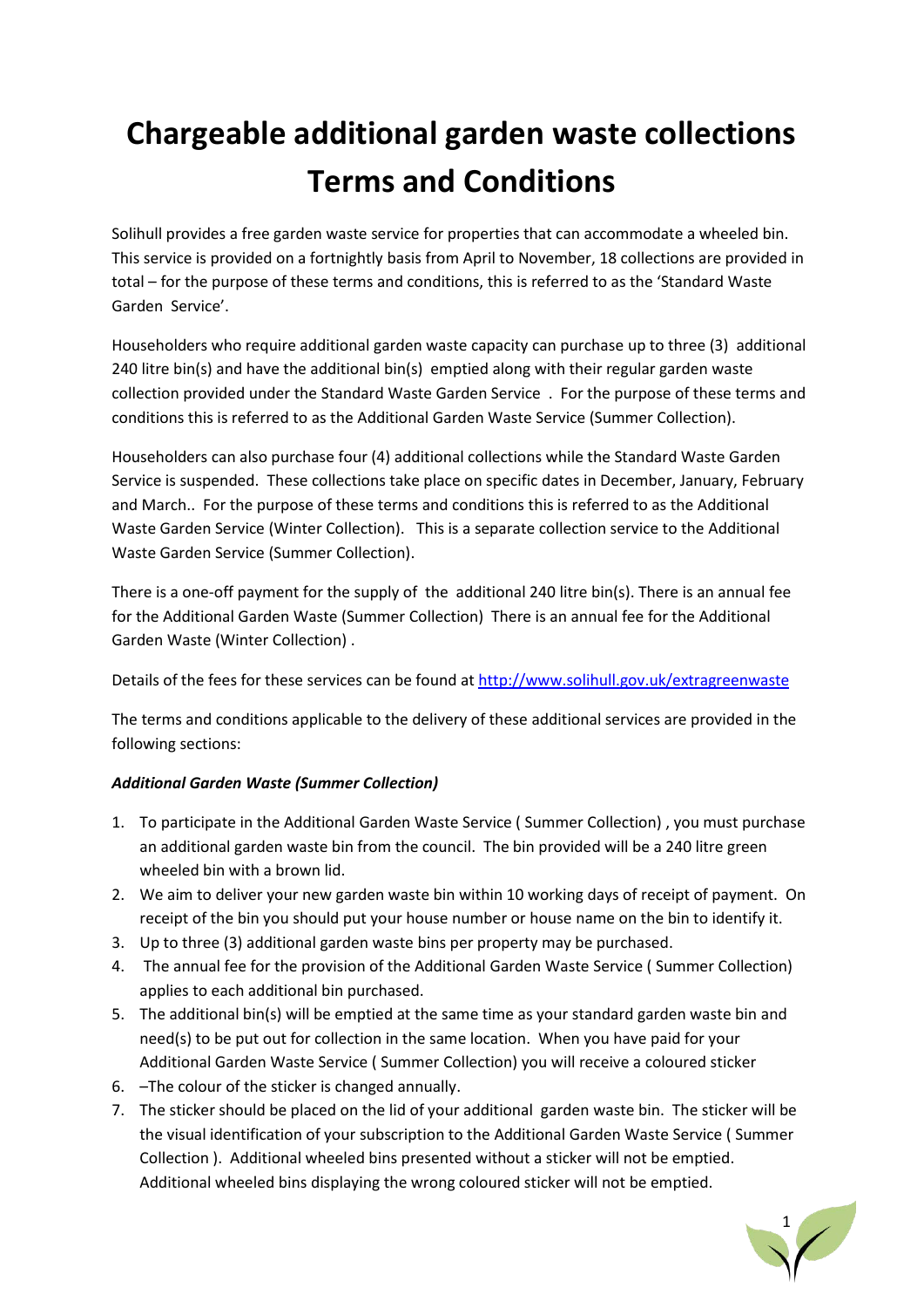# Chargeable additional garden waste collections Terms and Conditions

Solihull provides a free garden waste service for properties that can accommodate a wheeled bin. This service is provided on a fortnightly basis from April to November, 18 collections are provided in total – for the purpose of these terms and conditions, this is referred to as the 'Standard Waste Garden Service'.

Householders who require additional garden waste capacity can purchase up to three (3) additional 240 litre bin(s) and have the additional bin(s) emptied along with their regular garden waste collection provided under the Standard Waste Garden Service . For the purpose of these terms and conditions this is referred to as the Additional Garden Waste Service (Summer Collection).

Householders can also purchase four (4) additional collections while the Standard Waste Garden Service is suspended. These collections take place on specific dates in December, January, February and March.. For the purpose of these terms and conditions this is referred to as the Additional Waste Garden Service (Winter Collection). This is a separate collection service to the Additional Waste Garden Service (Summer Collection).

There is a one-off payment for the supply of the additional 240 litre bin(s). There is an annual fee for the Additional Garden Waste (Summer Collection) There is an annual fee for the Additional Garden Waste (Winter Collection) .

Details of the fees for these services can be found at http://www.solihull.gov.uk/extragreenwaste

The terms and conditions applicable to the delivery of these additional services are provided in the following sections:

***Additional Garden Waste (Summer Collection)***

1. To participate in the Additional Garden Waste Service ( Summer Collection) , you must purchase an additional garden waste bin from the council. The bin provided will be a 240 litre green wheeled bin with a brown lid.
2. We aim to deliver your new garden waste bin within 10 working days of receipt of payment. On receipt of the bin you should put your house number or house name on the bin to identify it.
3. Up to three (3) additional garden waste bins per property may be purchased.
4. The annual fee for the provision of the Additional Garden Waste Service ( Summer Collection) applies to each additional bin purchased.
5. The additional bin(s) will be emptied at the same time as your standard garden waste bin and need(s) to be put out for collection in the same location. When you have paid for your Additional Garden Waste Service ( Summer Collection) you will receive a coloured sticker
6. –The colour of the sticker is changed annually.
7. The sticker should be placed on the lid of your additional garden waste bin. The sticker will be the visual identification of your subscription to the Additional Garden Waste Service ( Summer Collection ). Additional wheeled bins presented without a sticker will not be emptied. Additional wheeled bins displaying the wrong coloured sticker will not be emptied.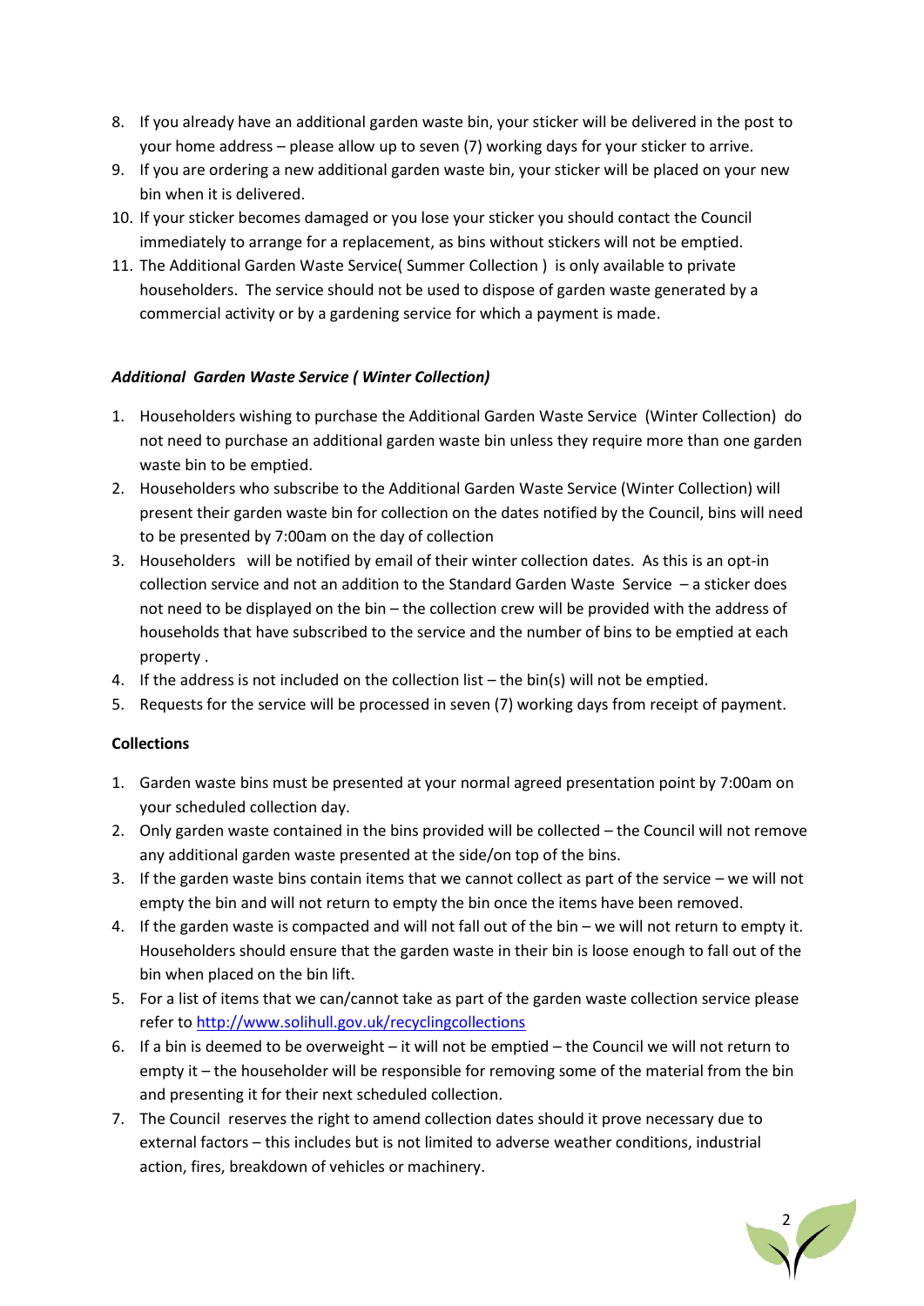8. If you already have an additional garden waste bin, your sticker will be delivered in the post to your home address – please allow up to seven (7) working days for your sticker to arrive.
9. If you are ordering a new additional garden waste bin, your sticker will be placed on your new bin when it is delivered.
10. If your sticker becomes damaged or you lose your sticker you should contact the Council immediately to arrange for a replacement, as bins without stickers will not be emptied.
11. The Additional Garden Waste Service( Summer Collection ) is only available to private householders. The service should not be used to dispose of garden waste generated by a commercial activity or by a gardening service for which a payment is made.

***Additional Garden Waste Service ( Winter Collection)***

1. Householders wishing to purchase the Additional Garden Waste Service (Winter Collection) do not need to purchase an additional garden waste bin unless they require more than one garden waste bin to be emptied.
2. Householders who subscribe to the Additional Garden Waste Service (Winter Collection) will present their garden waste bin for collection on the dates notified by the Council, bins will need to be presented by 7:00am on the day of collection
3. Householders will be notified by email of their winter collection dates. As this is an opt-in collection service and not an addition to the Standard Garden Waste Service – a sticker does not need to be displayed on the bin – the collection crew will be provided with the address of households that have subscribed to the service and the number of bins to be emptied at each property .
4. If the address is not included on the collection list – the bin(s) will not be emptied.
5. Requests for the service will be processed in seven (7) working days from receipt of payment.

**Collections**

1. Garden waste bins must be presented at your normal agreed presentation point by 7:00am on your scheduled collection day.
2. Only garden waste contained in the bins provided will be collected – the Council will not remove any additional garden waste presented at the side/on top of the bins.
3. If the garden waste bins contain items that we cannot collect as part of the service – we will not empty the bin and will not return to empty the bin once the items have been removed.
4. If the garden waste is compacted and will not fall out of the bin – we will not return to empty it. Householders should ensure that the garden waste in their bin is loose enough to fall out of the bin when placed on the bin lift.
5. For a list of items that we can/cannot take as part of the garden waste collection service please refer to [http://www.solihull.gov.uk/recyclingcollections](http://www.solihull.gov.uk/recyclingcollections)
6. If a bin is deemed to be overweight – it will not be emptied – the Council we will not return to empty it – the householder will be responsible for removing some of the material from the bin and presenting it for their next scheduled collection.
7. The Council reserves the right to amend collection dates should it prove necessary due to external factors – this includes but is not limited to adverse weather conditions, industrial action, fires, breakdown of vehicles or machinery.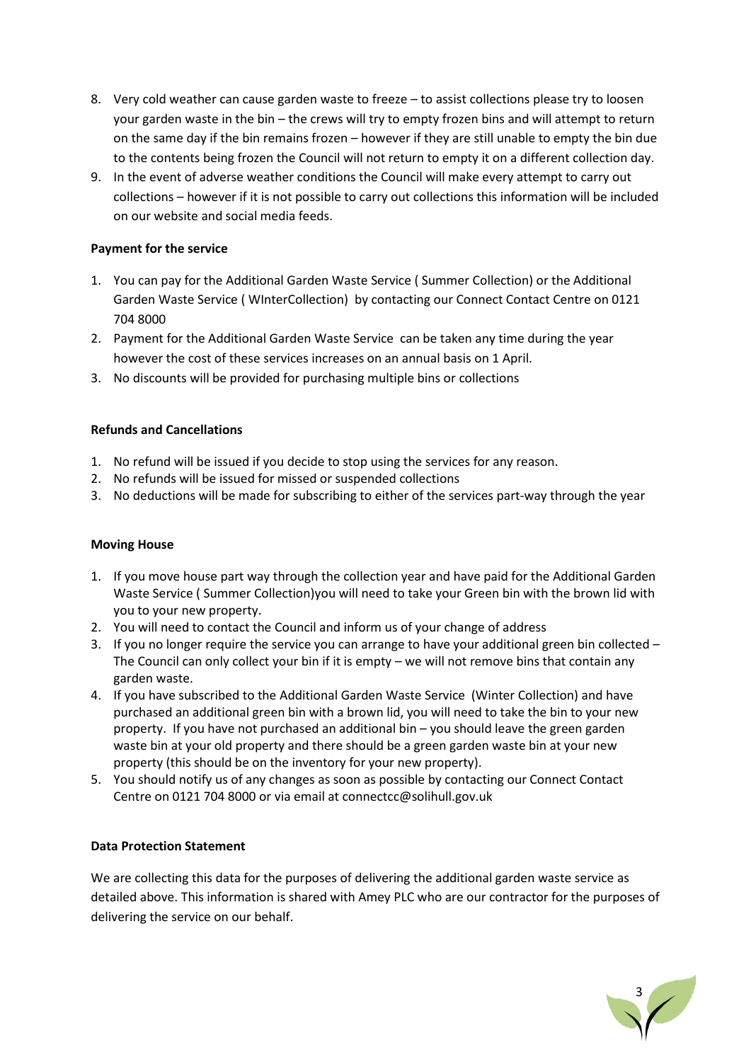8. Very cold weather can cause garden waste to freeze – to assist collections please try to loosen your garden waste in the bin – the crews will try to empty frozen bins and will attempt to return on the same day if the bin remains frozen – however if they are still unable to empty the bin due to the contents being frozen the Council will not return to empty it on a different collection day.
9. In the event of adverse weather conditions the Council will make every attempt to carry out collections – however if it is not possible to carry out collections this information will be included on our website and social media feeds.

**Payment for the service**

1. You can pay for the Additional Garden Waste Service ( Summer Collection) or the Additional Garden Waste Service ( WInterCollection) by contacting our Connect Contact Centre on 0121 704 8000
2. Payment for the Additional Garden Waste Service can be taken any time during the year however the cost of these services increases on an annual basis on 1 April.
3. No discounts will be provided for purchasing multiple bins or collections

**Refunds and Cancellations**

1. No refund will be issued if you decide to stop using the services for any reason.
2. No refunds will be issued for missed or suspended collections
3. No deductions will be made for subscribing to either of the services part-way through the year

**Moving House**

1. If you move house part way through the collection year and have paid for the Additional Garden Waste Service ( Summer Collection)you will need to take your Green bin with the brown lid with you to your new property.
2. You will need to contact the Council and inform us of your change of address
3. If you no longer require the service you can arrange to have your additional green bin collected – The Council can only collect your bin if it is empty – we will not remove bins that contain any garden waste.
4. If you have subscribed to the Additional Garden Waste Service (Winter Collection) and have purchased an additional green bin with a brown lid, you will need to take the bin to your new property. If you have not purchased an additional bin – you should leave the green garden waste bin at your old property and there should be a green garden waste bin at your new property (this should be on the inventory for your new property).
5. You should notify us of any changes as soon as possible by contacting our Connect Contact Centre on 0121 704 8000 or via email at connectcc@solihull.gov.uk

**Data Protection Statement**

We are collecting this data for the purposes of delivering the additional garden waste service as detailed above. This information is shared with Amey PLC who are our contractor for the purposes of delivering the service on our behalf.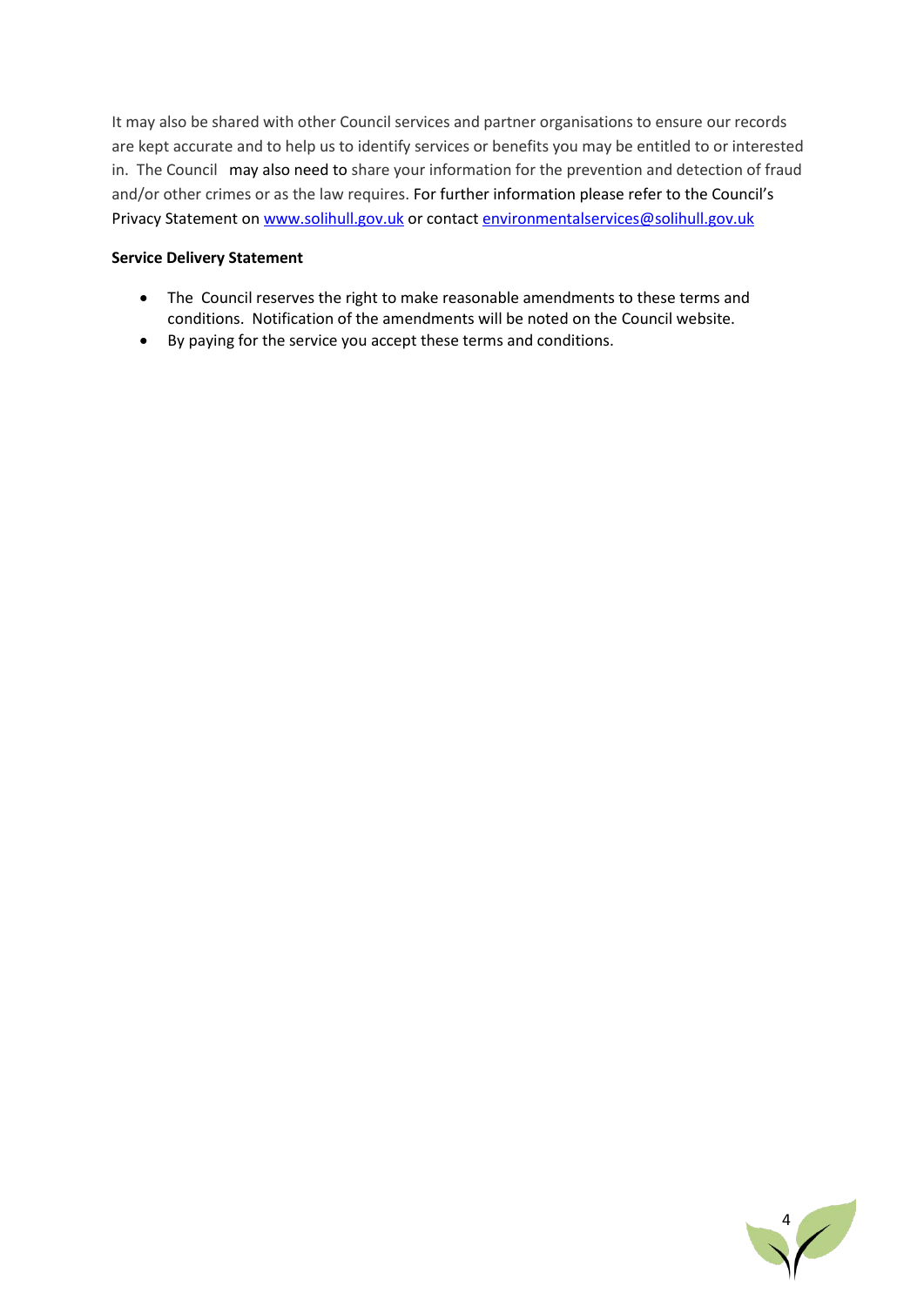It may also be shared with other Council services and partner organisations to ensure our records are kept accurate and to help us to identify services or benefits you may be entitled to or interested in. The Council may also need to share your information for the prevention and detection of fraud and/or other crimes or as the law requires. For further information please refer to the Council's Privacy Statement on [www.solihull.gov.uk](http://www.solihull.gov.uk) or contact [environmentalservices@solihull.gov.uk](mailto:environmentalservices@solihull.gov.uk)

**Service Delivery Statement**

- The Council reserves the right to make reasonable amendments to these terms and conditions. Notification of the amendments will be noted on the Council website.
- By paying for the service you accept these terms and conditions.